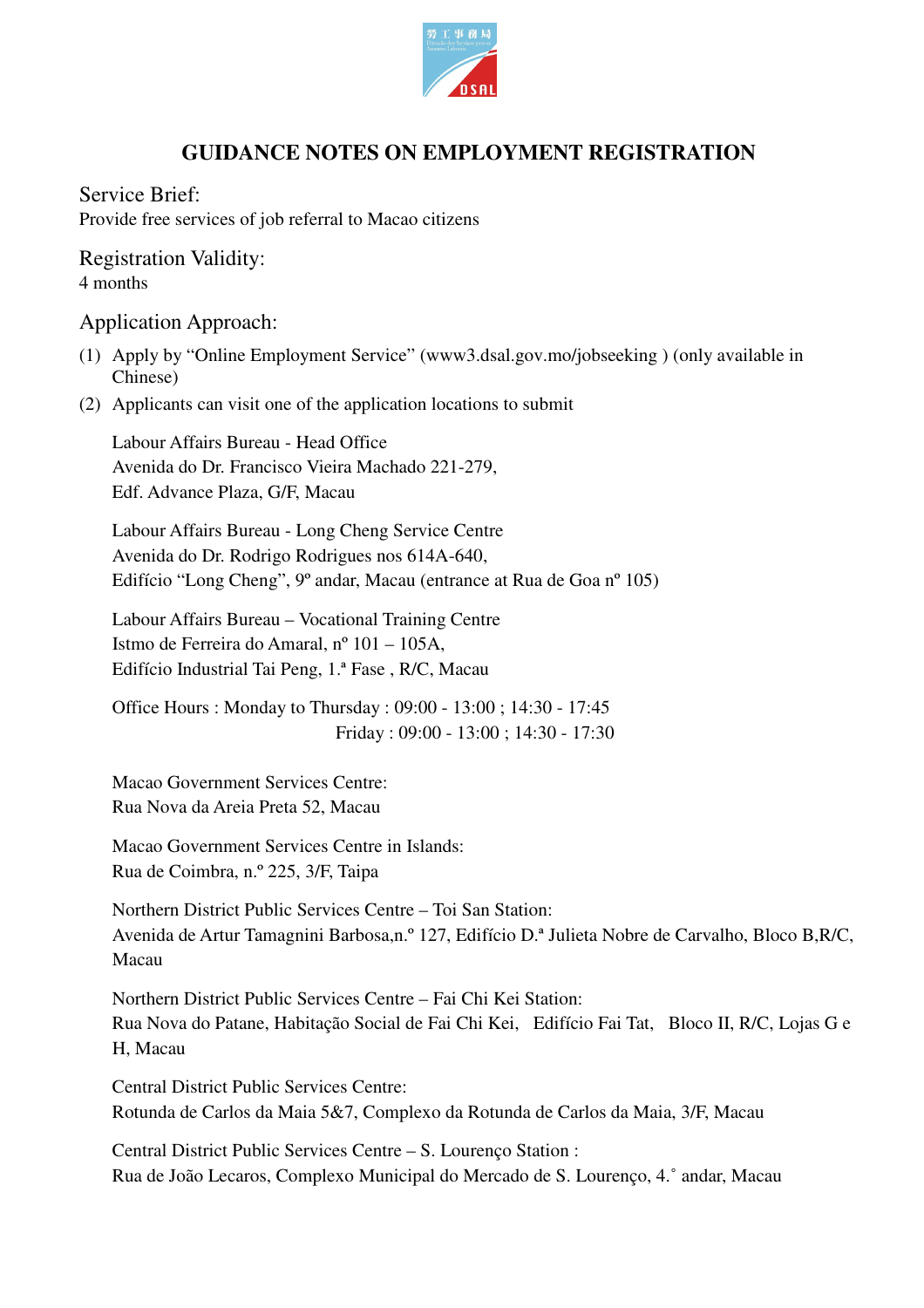# GUIDANCE NOTES ON EMPLOYMENT REGISTRATION

## Service Brief:

Provide free services of job referral to Macao citizens

## Registration Validity:

4 months

## Application Approach:

(1) Apply by "Online Employment Service" (www3.dsal.gov.mo/jobseeking ) (only available in Chinese)

(2) Applicants can visit one of the application locations to submit

Labour Affairs Bureau - Head Office
Avenida do Dr. Francisco Vieira Machado 221-279,
Edf. Advance Plaza, G/F, Macau

Labour Affairs Bureau - Long Cheng Service Centre
Avenida do Dr. Rodrigo Rodrigues nos 614A-640,
Edifício "Long Cheng", 9º andar, Macau (entrance at Rua de Goa nº 105)

Labour Affairs Bureau – Vocational Training Centre
Istmo de Ferreira do Amaral, nº 101 – 105A,
Edifício Industrial Tai Peng, 1.ª Fase , R/C, Macau

Office Hours : Monday to Thursday : 09:00 - 13:00 ; 14:30 - 17:45
Friday : 09:00 - 13:00 ; 14:30 - 17:30

Macao Government Services Centre:
Rua Nova da Areia Preta 52, Macau

Macao Government Services Centre in Islands:
Rua de Coimbra, n.º 225, 3/F, Taipa

Northern District Public Services Centre – Toi San Station:
Avenida de Artur Tamagnini Barbosa,n.º 127, Edifício D.ª Julieta Nobre de Carvalho, Bloco B,R/C, Macau

Northern District Public Services Centre – Fai Chi Kei Station:
Rua Nova do Patane, Habitação Social de Fai Chi Kei, Edifício Fai Tat, Bloco II, R/C, Lojas G e H, Macau

Central District Public Services Centre:
Rotunda de Carlos da Maia 5&7, Complexo da Rotunda de Carlos da Maia, 3/F, Macau

Central District Public Services Centre – S. Lourenço Station :
Rua de João Lecaros, Complexo Municipal do Mercado de S. Lourenço, 4.˚ andar, Macau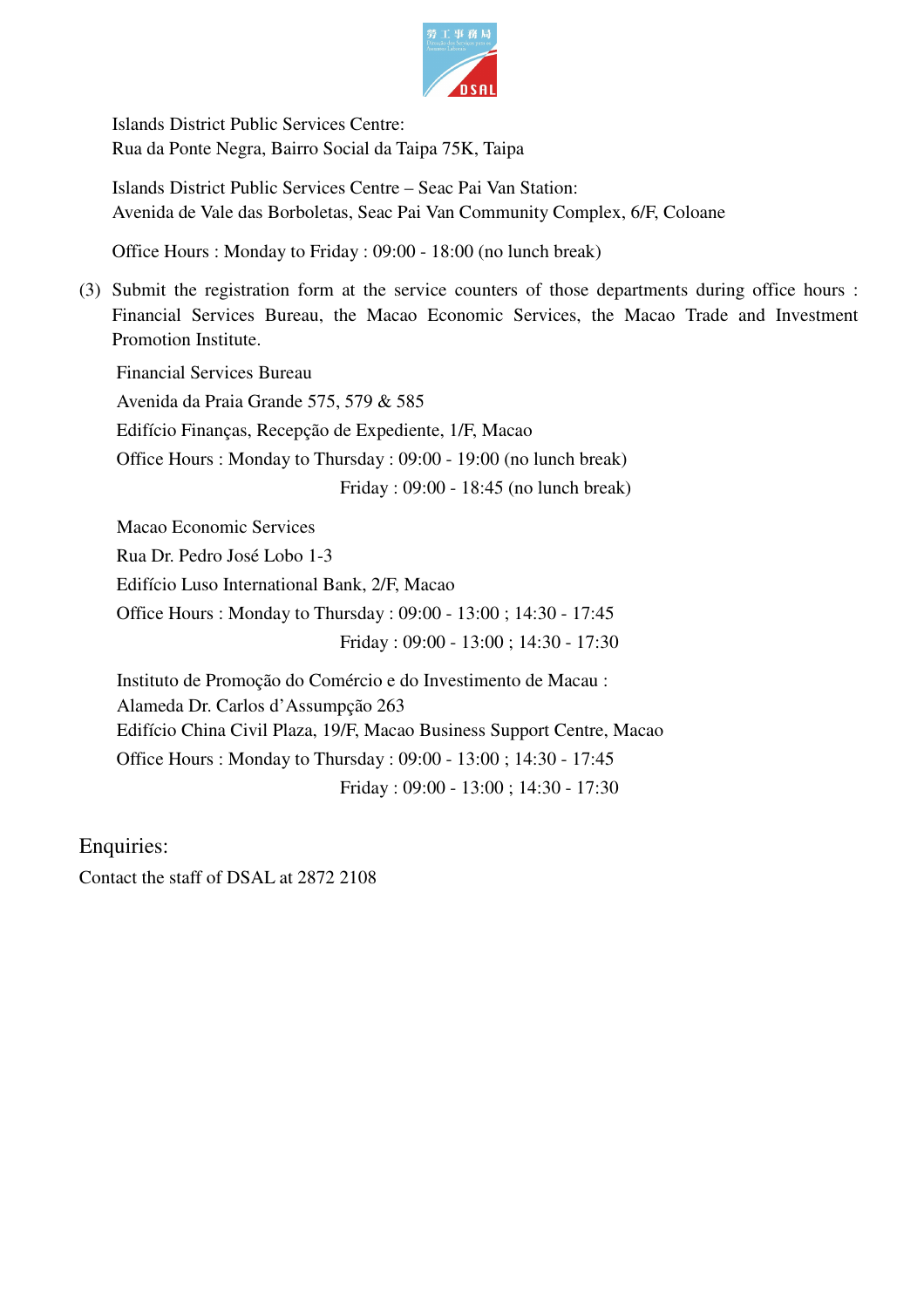Islands District Public Services Centre:
Rua da Ponte Negra, Bairro Social da Taipa 75K, Taipa

Islands District Public Services Centre – Seac Pai Van Station:
Avenida de Vale das Borboletas, Seac Pai Van Community Complex, 6/F, Coloane

Office Hours : Monday to Friday : 09:00 - 18:00 (no lunch break)

(3) Submit the registration form at the service counters of those departments during office hours : Financial Services Bureau, the Macao Economic Services, the Macao Trade and Investment Promotion Institute.

Financial Services Bureau
Avenida da Praia Grande 575, 579 & 585
Edifício Finanças, Recepção de Expediente, 1/F, Macao
Office Hours : Monday to Thursday : 09:00 - 19:00 (no lunch break)
Friday : 09:00 - 18:45 (no lunch break)

Macao Economic Services
Rua Dr. Pedro José Lobo 1-3
Edifício Luso International Bank, 2/F, Macao
Office Hours : Monday to Thursday : 09:00 - 13:00 ; 14:30 - 17:45
Friday : 09:00 - 13:00 ; 14:30 - 17:30

Instituto de Promoção do Comércio e do Investimento de Macau :
Alameda Dr. Carlos d'Assumpção 263
Edifício China Civil Plaza, 19/F, Macao Business Support Centre, Macao
Office Hours : Monday to Thursday : 09:00 - 13:00 ; 14:30 - 17:45
Friday : 09:00 - 13:00 ; 14:30 - 17:30

## Enquiries:

Contact the staff of DSAL at 2872 2108